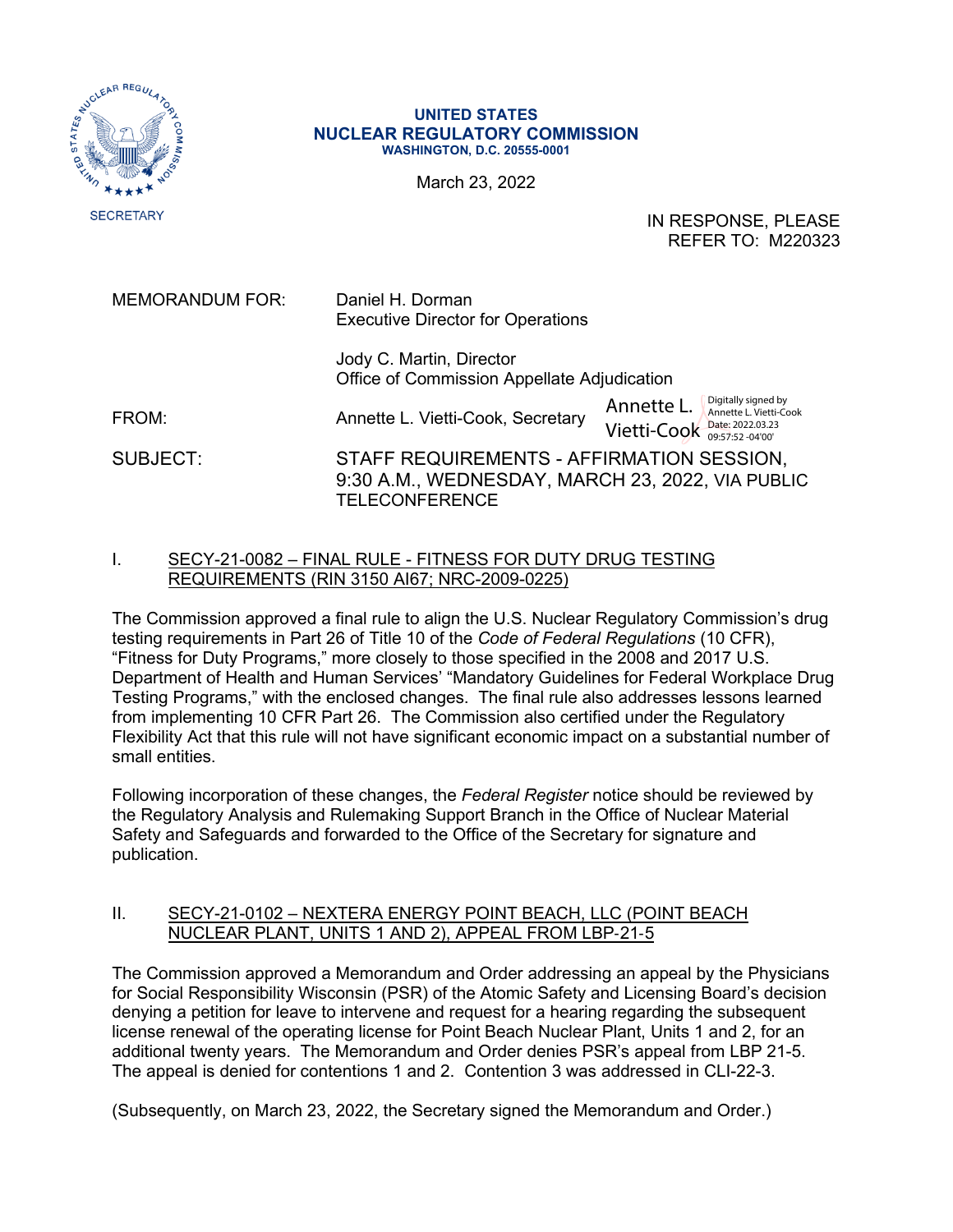SECRETARY

**UNITED STATES**
**NUCLEAR REGULATORY COMMISSION**
**WASHINGTON, D.C. 20555-0001**

March 23, 2022

IN RESPONSE, PLEASE
REFER TO: M220323

MEMORANDUM FOR: Daniel H. Dorman
Executive Director for Operations

Jody C. Martin, Director
Office of Commission Appellate Adjudication

FROM: Annette L. Vietti-Cook, Secretary

Annette L. Vietti-Cook
Digitally signed by Annette L. Vietti-Cook
Date: 2022.03.23 09:57:52 -04'00'

SUBJECT: STAFF REQUIREMENTS - AFFIRMATION SESSION, 9:30 A.M., WEDNESDAY, MARCH 23, 2022, VIA PUBLIC TELECONFERENCE

## I. SECY-21-0082 – FINAL RULE - FITNESS FOR DUTY DRUG TESTING REQUIREMENTS (RIN 3150 AI67; NRC-2009-0225)

The Commission approved a final rule to align the U.S. Nuclear Regulatory Commission's drug testing requirements in Part 26 of Title 10 of the *Code of Federal Regulations* (10 CFR), "Fitness for Duty Programs," more closely to those specified in the 2008 and 2017 U.S. Department of Health and Human Services' "Mandatory Guidelines for Federal Workplace Drug Testing Programs," with the enclosed changes. The final rule also addresses lessons learned from implementing 10 CFR Part 26. The Commission also certified under the Regulatory Flexibility Act that this rule will not have significant economic impact on a substantial number of small entities.

Following incorporation of these changes, the *Federal Register* notice should be reviewed by the Regulatory Analysis and Rulemaking Support Branch in the Office of Nuclear Material Safety and Safeguards and forwarded to the Office of the Secretary for signature and publication.

## II. SECY-21-0102 – NEXTERA ENERGY POINT BEACH, LLC (POINT BEACH NUCLEAR PLANT, UNITS 1 AND 2), APPEAL FROM LBP-21-5

The Commission approved a Memorandum and Order addressing an appeal by the Physicians for Social Responsibility Wisconsin (PSR) of the Atomic Safety and Licensing Board's decision denying a petition for leave to intervene and request for a hearing regarding the subsequent license renewal of the operating license for Point Beach Nuclear Plant, Units 1 and 2, for an additional twenty years. The Memorandum and Order denies PSR's appeal from LBP 21-5. The appeal is denied for contentions 1 and 2. Contention 3 was addressed in CLI-22-3.

(Subsequently, on March 23, 2022, the Secretary signed the Memorandum and Order.)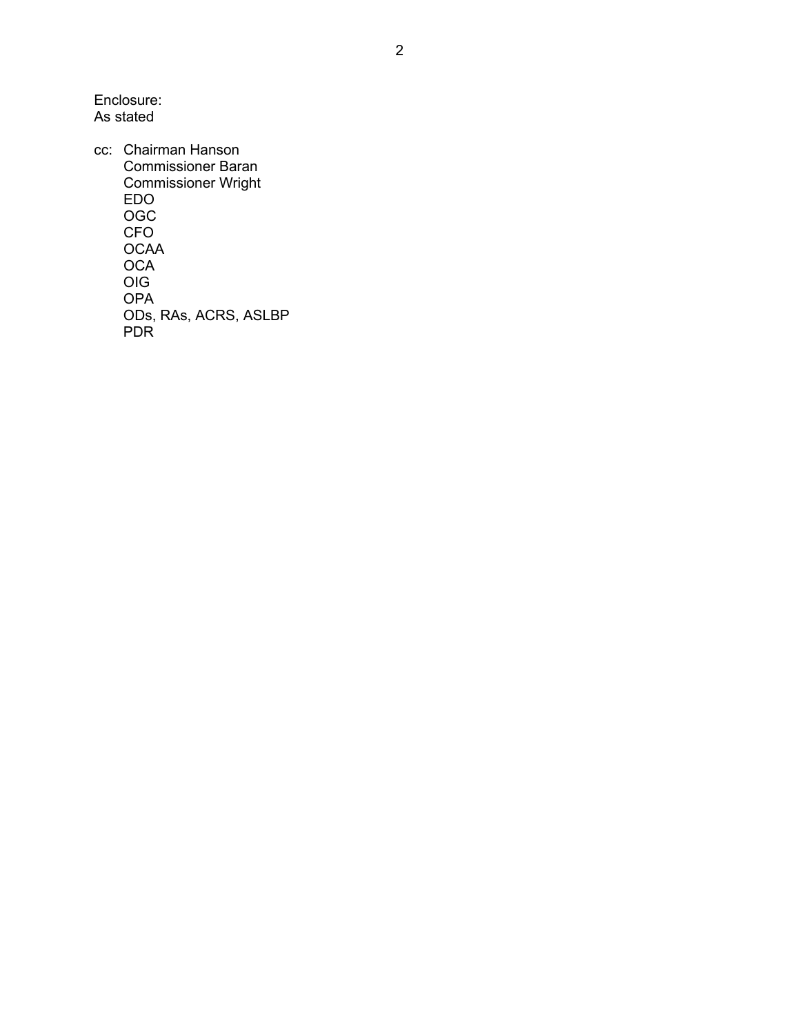Enclosure:
As stated

cc: Chairman Hanson
Commissioner Baran
Commissioner Wright
EDO
OGC
CFO
OCAA
OCA
OIG
OPA
ODs, RAs, ACRS, ASLBP
PDR